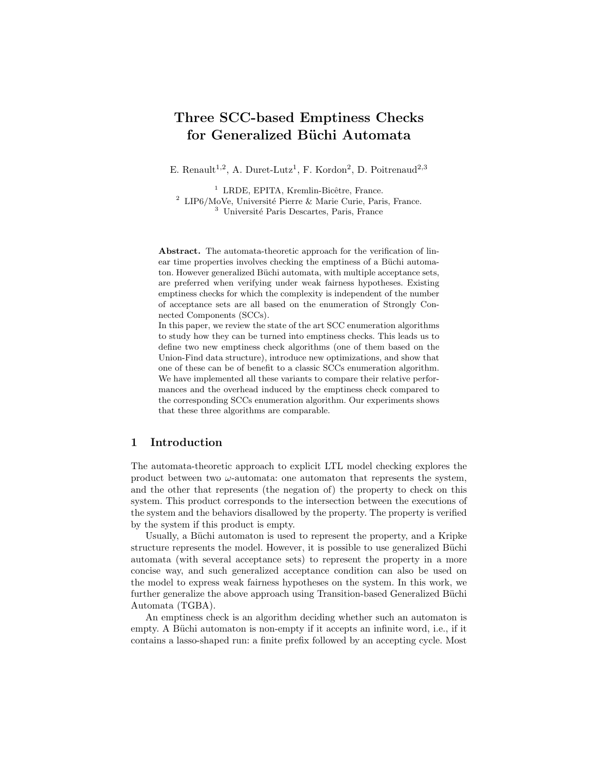# Three SCC-based Emptiness Checks for Generalized Büchi Automata

E. Renault[1,2], A. Duret-Lutz[1], F. Kordon[2], D. Poitrenaud[2,3]

[1] LRDE, EPITA, Kremlin-Bicêtre, France.
[2] LIP6/MoVe, Université Pierre & Marie Curie, Paris, France.
[3] Université Paris Descartes, Paris, France

**Abstract.** The automata-theoretic approach for the verification of linear time properties involves checking the emptiness of a Büchi automaton. However generalized Büchi automata, with multiple acceptance sets, are preferred when verifying under weak fairness hypotheses. Existing emptiness checks for which the complexity is independent of the number of acceptance sets are all based on the enumeration of Strongly Connected Components (SCCs).
In this paper, we review the state of the art SCC enumeration algorithms to study how they can be turned into emptiness checks. This leads us to define two new emptiness check algorithms (one of them based on the Union-Find data structure), introduce new optimizations, and show that one of these can be of benefit to a classic SCCs enumeration algorithm. We have implemented all these variants to compare their relative performances and the overhead induced by the emptiness check compared to the corresponding SCCs enumeration algorithm. Our experiments shows that these three algorithms are comparable.

## 1 Introduction

The automata-theoretic approach to explicit LTL model checking explores the product between two $\omega$-automata: one automaton that represents the system, and the other that represents (the negation of) the property to check on this system. This product corresponds to the intersection between the executions of the system and the behaviors disallowed by the property. The property is verified by the system if this product is empty.

Usually, a Büchi automaton is used to represent the property, and a Kripke structure represents the model. However, it is possible to use generalized Büchi automata (with several acceptance sets) to represent the property in a more concise way, and such generalized acceptance condition can also be used on the model to express weak fairness hypotheses on the system. In this work, we further generalize the above approach using Transition-based Generalized Büchi Automata (TGBA).

An emptiness check is an algorithm deciding whether such an automaton is empty. A Büchi automaton is non-empty if it accepts an infinite word, i.e., if it contains a lasso-shaped run: a finite prefix followed by an accepting cycle. Most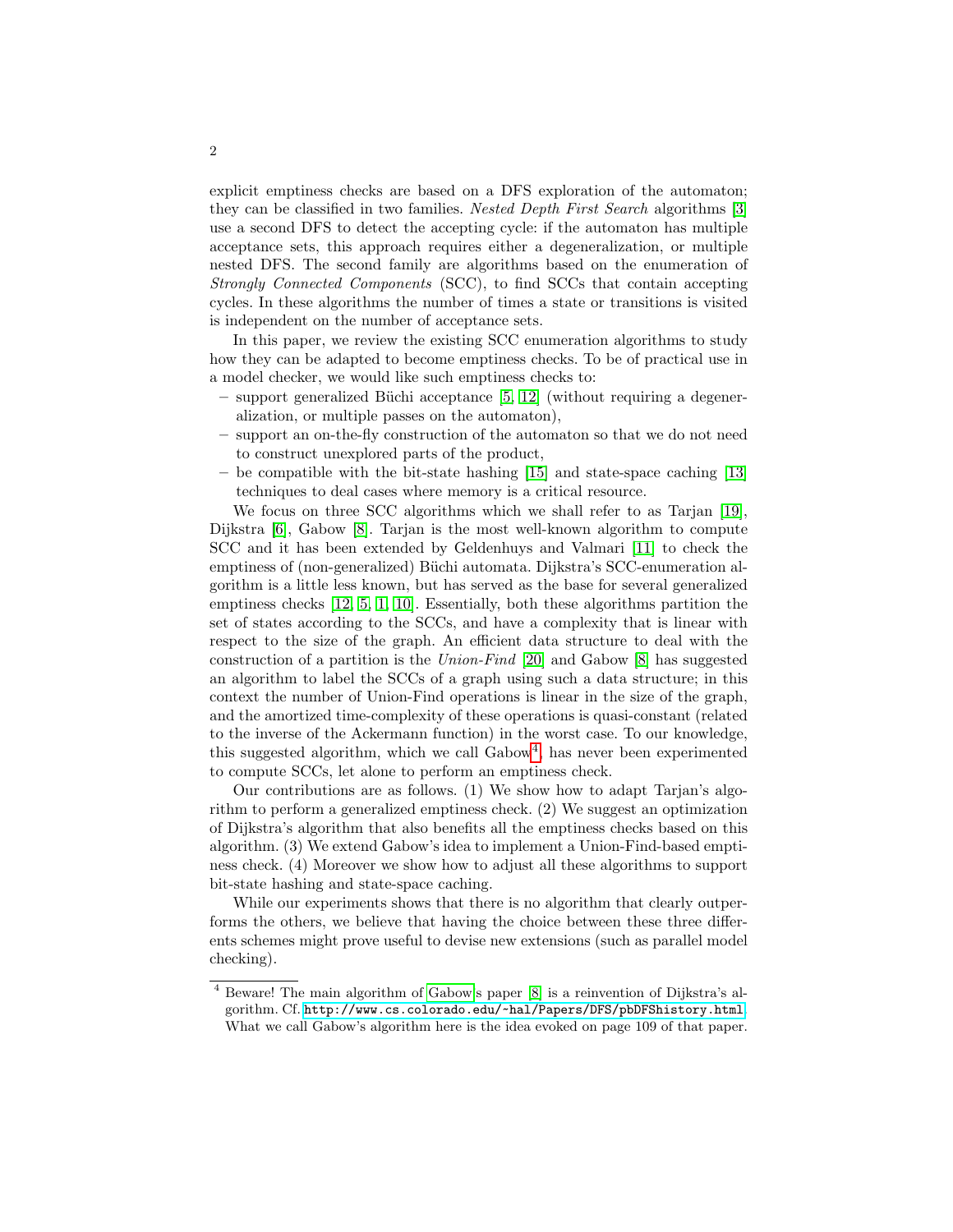explicit emptiness checks are based on a DFS exploration of the automaton; they can be classified in two families. *Nested Depth First Search* algorithms [3] use a second DFS to detect the accepting cycle: if the automaton has multiple acceptance sets, this approach requires either a degeneralization, or multiple nested DFS. The second family are algorithms based on the enumeration of *Strongly Connected Components* (SCC), to find SCCs that contain accepting cycles. In these algorithms the number of times a state or transitions is visited is independent on the number of acceptance sets.

In this paper, we review the existing SCC enumeration algorithms to study how they can be adapted to become emptiness checks. To be of practical use in a model checker, we would like such emptiness checks to:

- support generalized Büchi acceptance [5, 12] (without requiring a degeneralization, or multiple passes on the automaton),
- support an on-the-fly construction of the automaton so that we do not need to construct unexplored parts of the product,
- be compatible with the bit-state hashing [15] and state-space caching [13] techniques to deal cases where memory is a critical resource.

We focus on three SCC algorithms which we shall refer to as Tarjan [19], Dijkstra [6], Gabow [8]. Tarjan is the most well-known algorithm to compute SCC and it has been extended by Geldenhuys and Valmari [11] to check the emptiness of (non-generalized) Büchi automata. Dijkstra's SCC-enumeration algorithm is a little less known, but has served as the base for several generalized emptiness checks [12, 5, 1, 10]. Essentially, both these algorithms partition the set of states according to the SCCs, and have a complexity that is linear with respect to the size of the graph. An efficient data structure to deal with the construction of a partition is the *Union-Find* [20] and Gabow [8] has suggested an algorithm to label the SCCs of a graph using such a data structure; in this context the number of Union-Find operations is linear in the size of the graph, and the amortized time-complexity of these operations is quasi-constant (related to the inverse of the Ackermann function) in the worst case. To our knowledge, this suggested algorithm, which we call Gabow[4], has never been experimented to compute SCCs, let alone to perform an emptiness check.

Our contributions are as follows. (1) We show how to adapt Tarjan's algorithm to perform a generalized emptiness check. (2) We suggest an optimization of Dijkstra's algorithm that also benefits all the emptiness checks based on this algorithm. (3) We extend Gabow's idea to implement a Union-Find-based emptiness check. (4) Moreover we show how to adjust all these algorithms to support bit-state hashing and state-space caching.

While our experiments shows that there is no algorithm that clearly outperforms the others, we believe that having the choice between these three differents schemes might prove useful to devise new extensions (such as parallel model checking).

---

[4] Beware! The main algorithm of Gabow's paper [8] is a reinvention of Dijkstra's algorithm. Cf. http://www.cs.colorado.edu/~hal/Papers/DFS/pbDFShistory.html. What we call Gabow's algorithm here is the idea evoked on page 109 of that paper.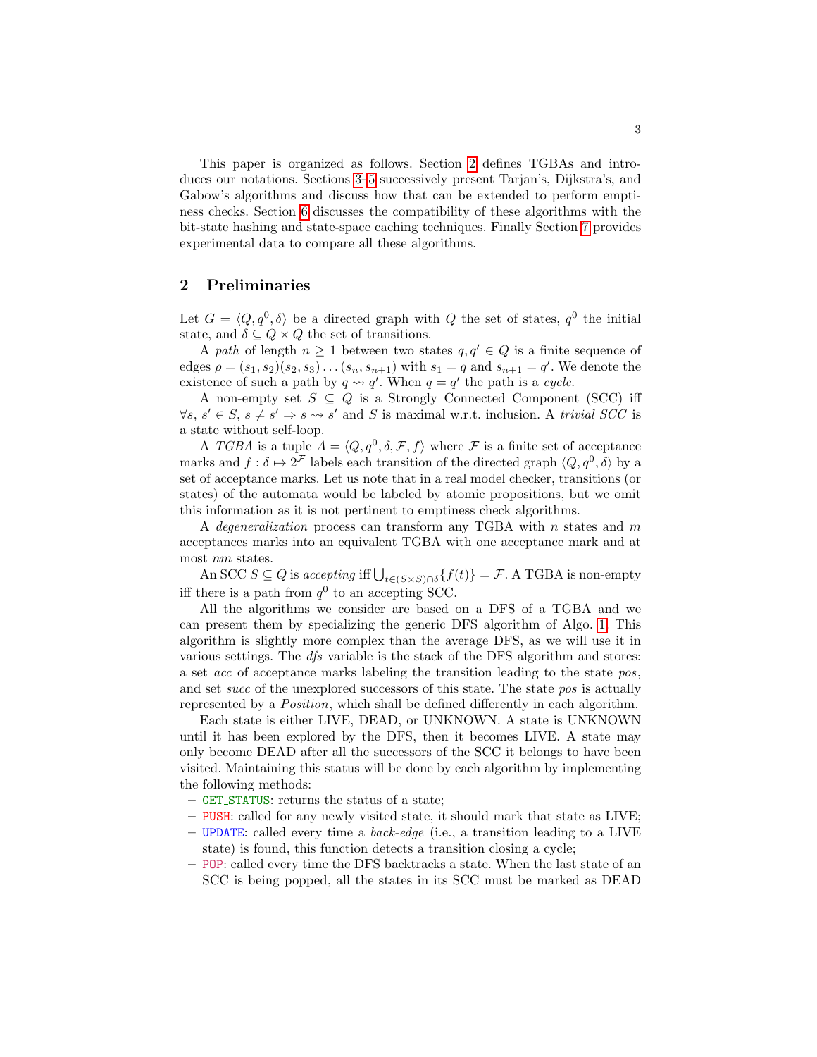This paper is organized as follows. Section 2 defines TGBAs and introduces our notations. Sections 3–5 successively present Tarjan's, Dijkstra's, and Gabow's algorithms and discuss how that can be extended to perform emptiness checks. Section 6 discusses the compatibility of these algorithms with the bit-state hashing and state-space caching techniques. Finally Section 7 provides experimental data to compare all these algorithms.

## 2 Preliminaries

Let $G = \langle Q, q^0, \delta \rangle$ be a directed graph with $Q$ the set of states, $q^0$ the initial state, and $\delta \subseteq Q \times Q$ the set of transitions.

A *path* of length $n \geq 1$ between two states $q, q' \in Q$ is a finite sequence of edges $\rho = (s_1, s_2)(s_2, s_3) \ldots (s_n, s_{n+1})$ with $s_1 = q$ and $s_{n+1} = q'$. We denote the existence of such a path by $q \rightsquigarrow q'$. When $q = q'$ the path is a *cycle*.

A non-empty set $S \subseteq Q$ is a Strongly Connected Component (SCC) iff $\forall s,\ s' \in S,\ s \neq s' \Rightarrow s \rightsquigarrow s'$ and $S$ is maximal w.r.t. inclusion. A *trivial SCC* is a state without self-loop.

A *TGBA* is a tuple $A = \langle Q, q^0, \delta, \mathcal{F}, f \rangle$ where $\mathcal{F}$ is a finite set of acceptance marks and $f : \delta \mapsto 2^{\mathcal{F}}$ labels each transition of the directed graph $\langle Q, q^0, \delta \rangle$ by a set of acceptance marks. Let us note that in a real model checker, transitions (or states) of the automata would be labeled by atomic propositions, but we omit this information as it is not pertinent to emptiness check algorithms.

A *degeneralization* process can transform any TGBA with $n$ states and $m$ acceptances marks into an equivalent TGBA with one acceptance mark and at most $nm$ states.

An SCC $S \subseteq Q$ is *accepting* iff $\bigcup_{t \in (S \times S) \cap \delta} \{f(t)\} = \mathcal{F}$. A TGBA is non-empty iff there is a path from $q^0$ to an accepting SCC.

All the algorithms we consider are based on a DFS of a TGBA and we can present them by specializing the generic DFS algorithm of Algo. 1. This algorithm is slightly more complex than the average DFS, as we will use it in various settings. The *dfs* variable is the stack of the DFS algorithm and stores: a set *acc* of acceptance marks labeling the transition leading to the state *pos*, and set *succ* of the unexplored successors of this state. The state *pos* is actually represented by a *Position*, which shall be defined differently in each algorithm.

Each state is either LIVE, DEAD, or UNKNOWN. A state is UNKNOWN until it has been explored by the DFS, then it becomes LIVE. A state may only become DEAD after all the successors of the SCC it belongs to have been visited. Maintaining this status will be done by each algorithm by implementing the following methods:

- GET_STATUS: returns the status of a state;
- PUSH: called for any newly visited state, it should mark that state as LIVE;
- UPDATE: called every time a *back-edge* (i.e., a transition leading to a LIVE state) is found, this function detects a transition closing a cycle;
- POP: called every time the DFS backtracks a state. When the last state of an SCC is being popped, all the states in its SCC must be marked as DEAD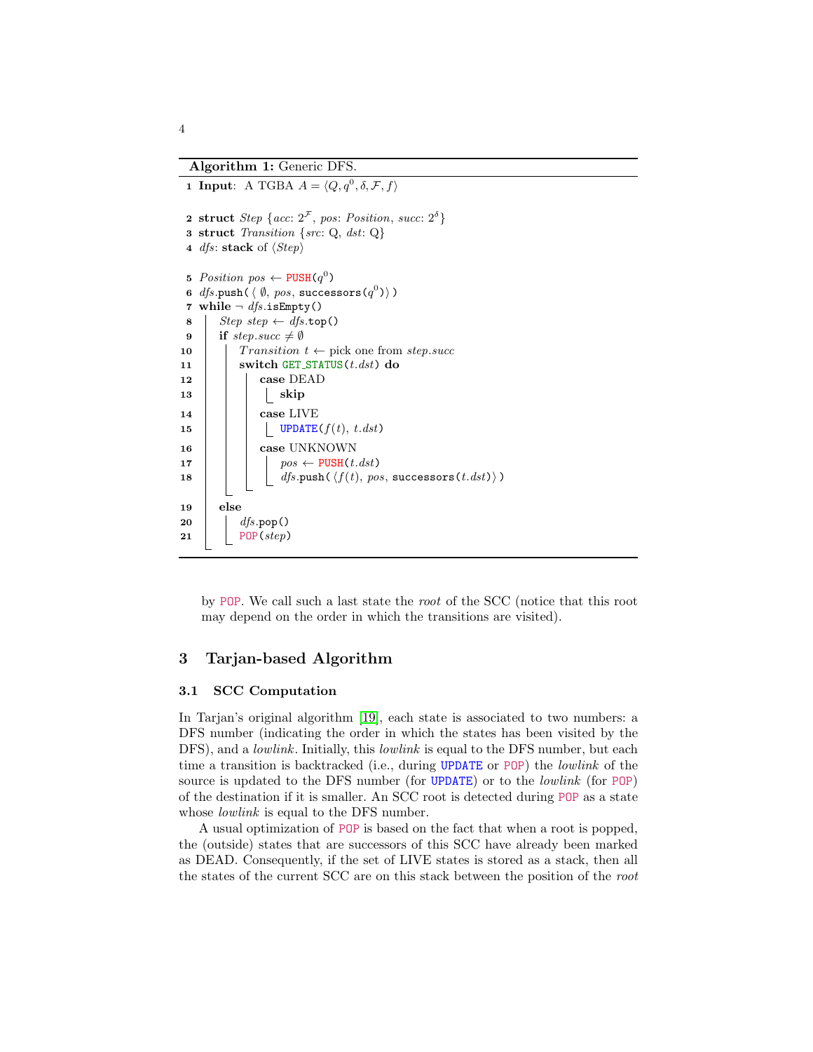**Algorithm 1:** Generic DFS.

```
1  Input:  A TGBA A = ⟨Q, q⁰, δ, F, f⟩

2  struct Step {acc: 2^F, pos: Position, succ: 2^δ}
3  struct Transition {src: Q, dst: Q}
4  dfs: stack of ⟨Step⟩

5  Position pos ← PUSH(q⁰)
6  dfs.push( ⟨ ∅, pos, successors(q⁰)⟩ )
7  while ¬ dfs.isEmpty()
8      Step step ← dfs.top()
9      if step.succ ≠ ∅
10         Transition t ← pick one from step.succ
11         switch GET_STATUS(t.dst) do
12             case DEAD
13                 skip
14             case LIVE
15                 UPDATE(f(t), t.dst)
16             case UNKNOWN
17                 pos ← PUSH(t.dst)
18                 dfs.push( ⟨f(t), pos, successors(t.dst)⟩ )
19     else
20         dfs.pop()
21         POP(step)
```

by POP. We call such a last state the *root* of the SCC (notice that this root may depend on the order in which the transitions are visited).

## 3 Tarjan-based Algorithm

### 3.1 SCC Computation

In Tarjan's original algorithm [19], each state is associated to two numbers: a DFS number (indicating the order in which the states has been visited by the DFS), and a *lowlink*. Initially, this *lowlink* is equal to the DFS number, but each time a transition is backtracked (i.e., during UPDATE or POP) the *lowlink* of the source is updated to the DFS number (for UPDATE) or to the *lowlink* (for POP) of the destination if it is smaller. An SCC root is detected during POP as a state whose *lowlink* is equal to the DFS number.

A usual optimization of POP is based on the fact that when a root is popped, the (outside) states that are successors of this SCC have already been marked as DEAD. Consequently, if the set of LIVE states is stored as a stack, then all the states of the current SCC are on this stack between the position of the *root*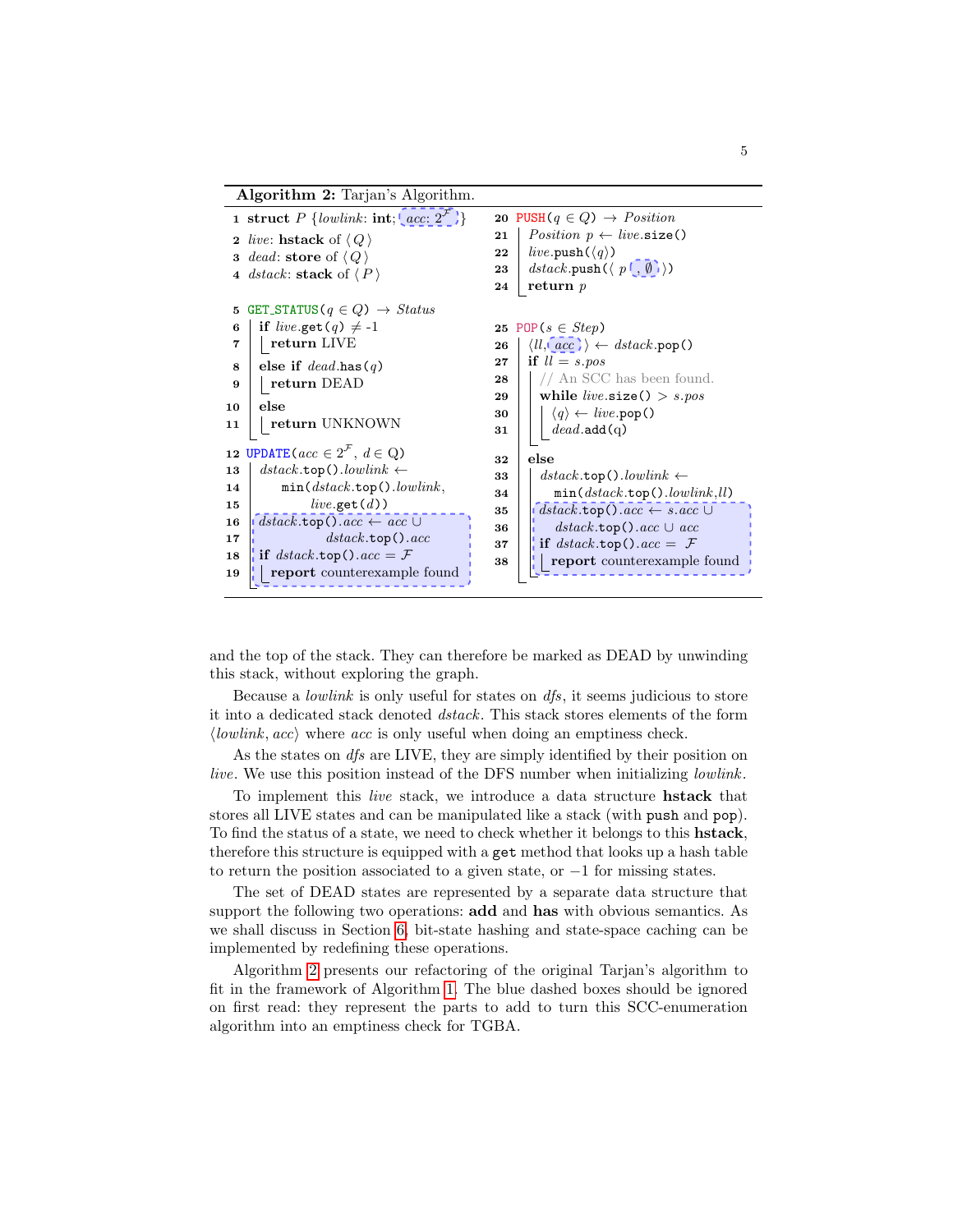**Algorithm 2:** Tarjan's Algorithm.

```
1  struct P {lowlink: int; acc: 2^F }
2  live: hstack of ⟨ Q ⟩
3  dead: store of ⟨ Q ⟩
4  dstack: stack of ⟨ P ⟩

5  GET_STATUS(q ∈ Q) → Status
6    if live.get(q) ≠ -1
7      return LIVE
8    else if dead.has(q)
9      return DEAD
10   else
11     return UNKNOWN

12 UPDATE(acc ∈ 2^F, d ∈ Q)
13   dstack.top().lowlink ←
14       min(dstack.top().lowlink,
15           live.get(d))
16   dstack.top().acc ← acc ∪
17           dstack.top().acc
18   if dstack.top().acc = F
19     report counterexample found

20 PUSH(q ∈ Q) → Position
21   Position p ← live.size()
22   live.push(⟨q⟩)
23   dstack.push(⟨ p , ∅ ⟩)
24   return p

25 POP(s ∈ Step)
26   ⟨ll, acc ⟩ ← dstack.pop()
27   if ll = s.pos
28     // An SCC has been found.
29     while live.size() > s.pos
30       ⟨q⟩ ← live.pop()
31       dead.add(q)
32   else
33     dstack.top().lowlink ←
34       min(dstack.top().lowlink,ll)
35     dstack.top().acc ← s.acc ∪
36       dstack.top().acc ∪ acc
37     if dstack.top().acc = F
38       report counterexample found
```

and the top of the stack. They can therefore be marked as DEAD by unwinding this stack, without exploring the graph.

Because a *lowlink* is only useful for states on *dfs*, it seems judicious to store it into a dedicated stack denoted *dstack*. This stack stores elements of the form $\langle lowlink, acc\rangle$ where *acc* is only useful when doing an emptiness check.

As the states on *dfs* are LIVE, they are simply identified by their position on *live*. We use this position instead of the DFS number when initializing *lowlink*.

To implement this *live* stack, we introduce a data structure **hstack** that stores all LIVE states and can be manipulated like a stack (with `push` and `pop`). To find the status of a state, we need to check whether it belongs to this **hstack**, therefore this structure is equipped with a `get` method that looks up a hash table to return the position associated to a given state, or $-1$ for missing states.

The set of DEAD states are represented by a separate data structure that support the following two operations: **add** and **has** with obvious semantics. As we shall discuss in Section 6, bit-state hashing and state-space caching can be implemented by redefining these operations.

Algorithm 2 presents our refactoring of the original Tarjan's algorithm to fit in the framework of Algorithm 1. The blue dashed boxes should be ignored on first read: they represent the parts to add to turn this SCC-enumeration algorithm into an emptiness check for TGBA.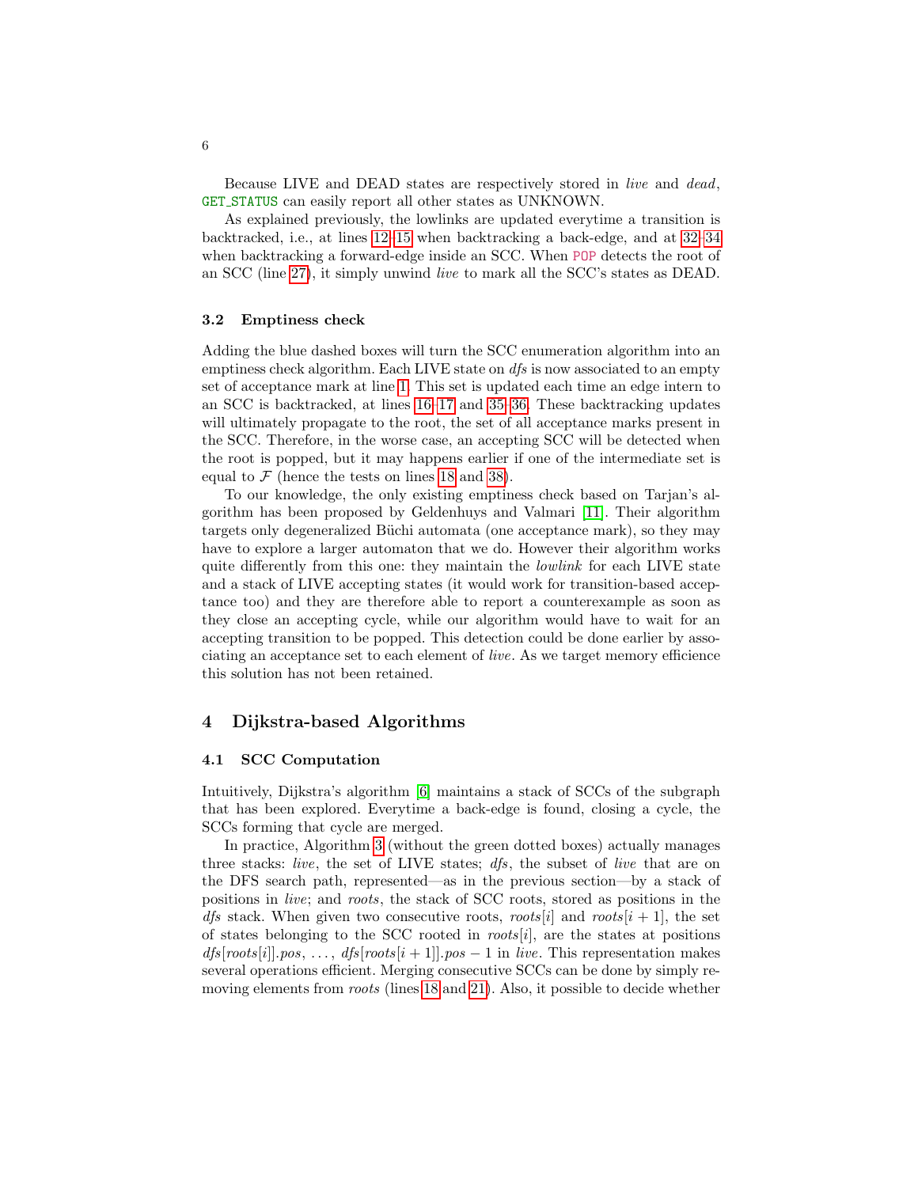Because LIVE and DEAD states are respectively stored in *live* and *dead*, GET_STATUS can easily report all other states as UNKNOWN.

As explained previously, the lowlinks are updated everytime a transition is backtracked, i.e., at lines 12–15 when backtracking a back-edge, and at 32–34 when backtracking a forward-edge inside an SCC. When POP detects the root of an SCC (line 27), it simply unwind *live* to mark all the SCC's states as DEAD.

### 3.2 Emptiness check

Adding the blue dashed boxes will turn the SCC enumeration algorithm into an emptiness check algorithm. Each LIVE state on *dfs* is now associated to an empty set of acceptance mark at line 1. This set is updated each time an edge intern to an SCC is backtracked, at lines 16–17 and 35–36. These backtracking updates will ultimately propagate to the root, the set of all acceptance marks present in the SCC. Therefore, in the worse case, an accepting SCC will be detected when the root is popped, but it may happens earlier if one of the intermediate set is equal to $\mathcal{F}$ (hence the tests on lines 18 and 38).

To our knowledge, the only existing emptiness check based on Tarjan's algorithm has been proposed by Geldenhuys and Valmari [11]. Their algorithm targets only degeneralized Büchi automata (one acceptance mark), so they may have to explore a larger automaton that we do. However their algorithm works quite differently from this one: they maintain the *lowlink* for each LIVE state and a stack of LIVE accepting states (it would work for transition-based acceptance too) and they are therefore able to report a counterexample as soon as they close an accepting cycle, while our algorithm would have to wait for an accepting transition to be popped. This detection could be done earlier by associating an acceptance set to each element of *live*. As we target memory efficience this solution has not been retained.

## 4 Dijkstra-based Algorithms

### 4.1 SCC Computation

Intuitively, Dijkstra's algorithm [6] maintains a stack of SCCs of the subgraph that has been explored. Everytime a back-edge is found, closing a cycle, the SCCs forming that cycle are merged.

In practice, Algorithm 3 (without the green dotted boxes) actually manages three stacks: *live*, the set of LIVE states; *dfs*, the subset of *live* that are on the DFS search path, represented—as in the previous section—by a stack of positions in *live*; and *roots*, the stack of SCC roots, stored as positions in the *dfs* stack. When given two consecutive roots, $roots[i]$ and $roots[i+1]$, the set of states belonging to the SCC rooted in $roots[i]$, are the states at positions $dfs[roots[i]].pos, \ldots, dfs[roots[i+1]].pos - 1$ in *live*. This representation makes several operations efficient. Merging consecutive SCCs can be done by simply removing elements from *roots* (lines 18 and 21). Also, it possible to decide whether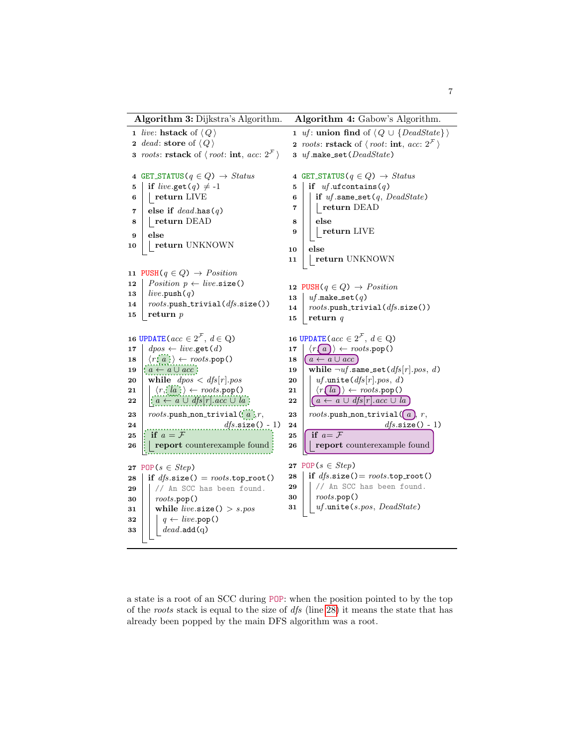**Algorithm 3:** Dijkstra's Algorithm.

```
1  live: hstack of ⟨Q⟩
2  dead: store of ⟨Q⟩
3  roots: rstack of ⟨root: int, acc: 2^F⟩

4  GET_STATUS(q ∈ Q) → Status
5  | if live.get(q) ≠ -1
6  |   return LIVE
7  | else if dead.has(q)
8  |   return DEAD
9  | else
10 |   return UNKNOWN

11 PUSH(q ∈ Q) → Position
12 | Position p ← live.size()
13 | live.push(q)
14 | roots.push_trivial(dfs.size())
15 | return p

16 UPDATE(acc ∈ 2^F, d ∈ Q)
17 | dpos ← live.get(d)
18 | ⟨r, a⟩ ← roots.pop()
19 | a ← a ∪ acc
20 | while dpos < dfs[r].pos
21 |   ⟨r, la⟩ ← roots.pop()
22 |   a ← a ∪ dfs[r].acc ∪ la
23 | roots.push_non_trivial(a, r,
24 |                        dfs.size() - 1)
25 | if a = F
26 |   report counterexample found

27 POP(s ∈ Step)
28 | if dfs.size() = roots.top_root()
29 |   // An SCC has been found.
30 |   roots.pop()
31 |   while live.size() > s.pos
32 |     q ← live.pop()
33 |     dead.add(q)
```

**Algorithm 4:** Gabow's Algorithm.

```
1  uf: union find of ⟨Q ∪ {DeadState}⟩
2  roots: rstack of ⟨root: int, acc: 2^F⟩
3  uf.make_set(DeadState)

4  GET_STATUS(q ∈ Q) → Status
5  | if uf.ufcontains(q)
6  |   if uf.same_set(q, DeadState)
7  |     return DEAD
8  |   else
9  |     return LIVE
10 | else
11 |   return UNKNOWN

12 PUSH(q ∈ Q) → Position
13 | uf.make_set(q)
14 | roots.push_trivial(dfs.size())
15 | return q

16 UPDATE(acc ∈ 2^F, d ∈ Q)
17 | ⟨r, a⟩ ← roots.pop()
18 | a ← a ∪ acc
19 | while ¬uf.same_set(dfs[r].pos, d)
20 |   uf.unite(dfs[r].pos, d)
21 |   ⟨r, la⟩ ← roots.pop()
22 |   a ← a ∪ dfs[r].acc ∪ la
23 | roots.push_non_trivial(a, r,
24 |                        dfs.size() - 1)
25 | if a = F
26 |   report counterexample found

27 POP(s ∈ Step)
28 | if dfs.size() = roots.top_root()
29 |   // An SCC has been found.
30 |   roots.pop()
31 |   uf.unite(s.pos, DeadState)
```

a state is a root of an SCC during POP: when the position pointed to by the top of the *roots* stack is equal to the size of *dfs* (line 28) it means the state that has already been popped by the main DFS algorithm was a root.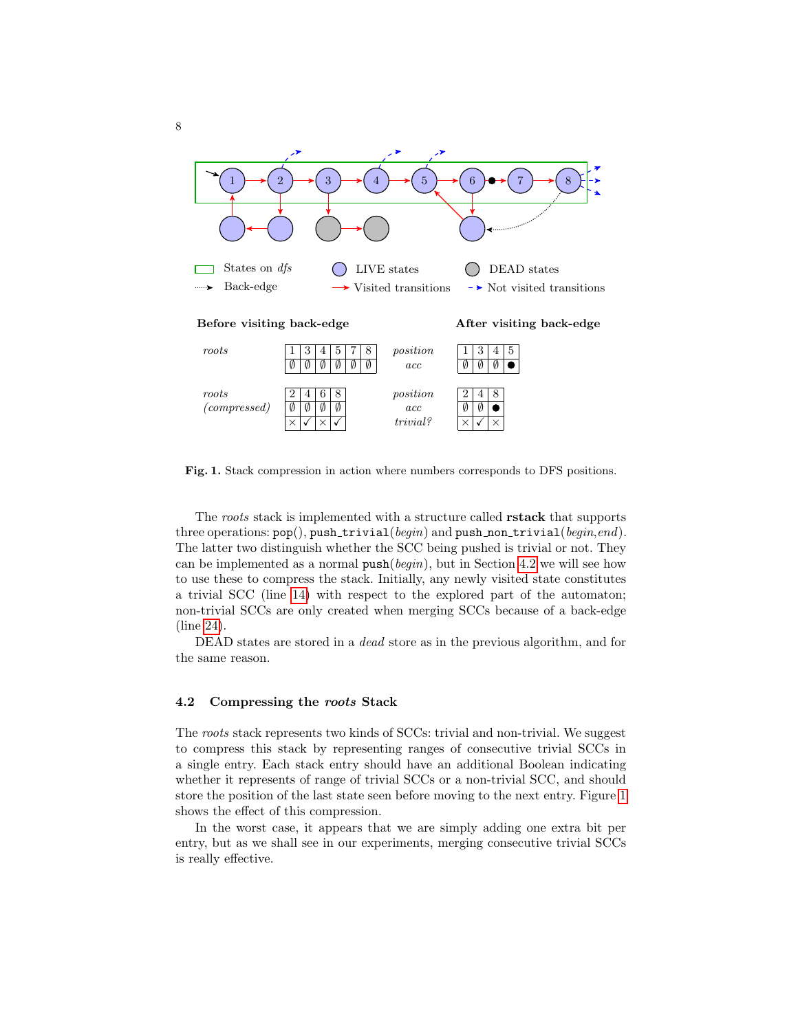| | | | | | | |
|---|---|---|---|---|---|---|
| **Before visiting back-edge** | | | | | | |
| *roots* | 1 | 3 | 4 | 5 | 7 | 8 |
| | ∅ | ∅ | ∅ | ∅ | ∅ | ∅ |

| | | | | |
|---|---|---|---|---|
| **After visiting back-edge** | | | | |
| *position* | 1 | 3 | 4 | 5 |
| *acc* | ∅ | ∅ | ∅ | ● |

| | | | | |
|---|---|---|---|---|
| *roots (compressed)* | 2 | 4 | 6 | 8 |
| | ∅ | ∅ | ∅ | ∅ |
| | × | ✓ | × | ✓ |

| | | | |
|---|---|---|---|
| *position* | 2 | 4 | 8 |
| *acc* | ∅ | ∅ | ● |
| *trivial?* | × | ✓ | × |

**Fig. 1.** Stack compression in action where numbers corresponds to DFS positions.

The *roots* stack is implemented with a structure called **rstack** that supports three operations: `pop()`, `push_trivial(`*begin*`)` and `push_non_trivial(`*begin*,*end*`)`. The latter two distinguish whether the SCC being pushed is trivial or not. They can be implemented as a normal `push(`*begin*`)`, but in Section 4.2 we will see how to use these to compress the stack. Initially, any newly visited state constitutes a trivial SCC (line 14) with respect to the explored part of the automaton; non-trivial SCCs are only created when merging SCCs because of a back-edge (line 24).

DEAD states are stored in a *dead* store as in the previous algorithm, and for the same reason.

### 4.2 Compressing the *roots* Stack

The *roots* stack represents two kinds of SCCs: trivial and non-trivial. We suggest to compress this stack by representing ranges of consecutive trivial SCCs in a single entry. Each stack entry should have an additional Boolean indicating whether it represents of range of trivial SCCs or a non-trivial SCC, and should store the position of the last state seen before moving to the next entry. Figure 1 shows the effect of this compression.

In the worst case, it appears that we are simply adding one extra bit per entry, but as we shall see in our experiments, merging consecutive trivial SCCs is really effective.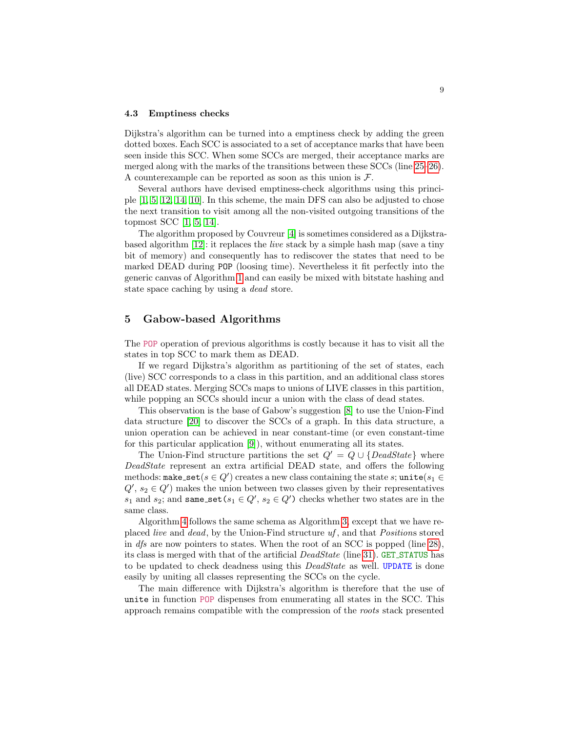### 4.3 Emptiness checks

Dijkstra's algorithm can be turned into a emptiness check by adding the green dotted boxes. Each SCC is associated to a set of acceptance marks that have been seen inside this SCC. When some SCCs are merged, their acceptance marks are merged along with the marks of the transitions between these SCCs (line 25–26). A counterexample can be reported as soon as this union is $\mathcal{F}$.

Several authors have devised emptiness-check algorithms using this principle [1, 5, 12, 14, 10]. In this scheme, the main DFS can also be adjusted to chose the next transition to visit among all the non-visited outgoing transitions of the topmost SCC [1, 5, 14].

The algorithm proposed by Couvreur [4] is sometimes considered as a Dijkstra-based algorithm [12]: it replaces the *live* stack by a simple hash map (save a tiny bit of memory) and consequently has to rediscover the states that need to be marked DEAD during `POP` (loosing time). Nevertheless it fit perfectly into the generic canvas of Algorithm 1 and can easily be mixed with bitstate hashing and state space caching by using a *dead* store.

## 5 Gabow-based Algorithms

The `POP` operation of previous algorithms is costly because it has to visit all the states in top SCC to mark them as DEAD.

If we regard Dijkstra's algorithm as partitioning of the set of states, each (live) SCC corresponds to a class in this partition, and an additional class stores all DEAD states. Merging SCCs maps to unions of LIVE classes in this partition, while popping an SCCs should incur a union with the class of dead states.

This observation is the base of Gabow's suggestion [8] to use the Union-Find data structure [20] to discover the SCCs of a graph. In this data structure, a union operation can be achieved in near constant-time (or even constant-time for this particular application [9]), without enumerating all its states.

The Union-Find structure partitions the set $Q' = Q \cup \{DeadState\}$ where *DeadState* represent an extra artificial DEAD state, and offers the following methods: `make_set`$(s \in Q')$ creates a new class containing the state $s$; `unite`$(s_1 \in Q',\, s_2 \in Q')$ makes the union between two classes given by their representatives $s_1$ and $s_2$; and `same_set`$(s_1 \in Q',\, s_2 \in Q')$ checks whether two states are in the same class.

Algorithm 4 follows the same schema as Algorithm 3, except that we have replaced *live* and *dead*, by the Union-Find structure *uf*, and that *Positions* stored in *dfs* are now pointers to states. When the root of an SCC is popped (line 28), its class is merged with that of the artificial *DeadState* (line 31). `GET_STATUS` has to be updated to check deadness using this *DeadState* as well. `UPDATE` is done easily by uniting all classes representing the SCCs on the cycle.

The main difference with Dijkstra's algorithm is therefore that the use of `unite` in function `POP` dispenses from enumerating all states in the SCC. This approach remains compatible with the compression of the *roots* stack presented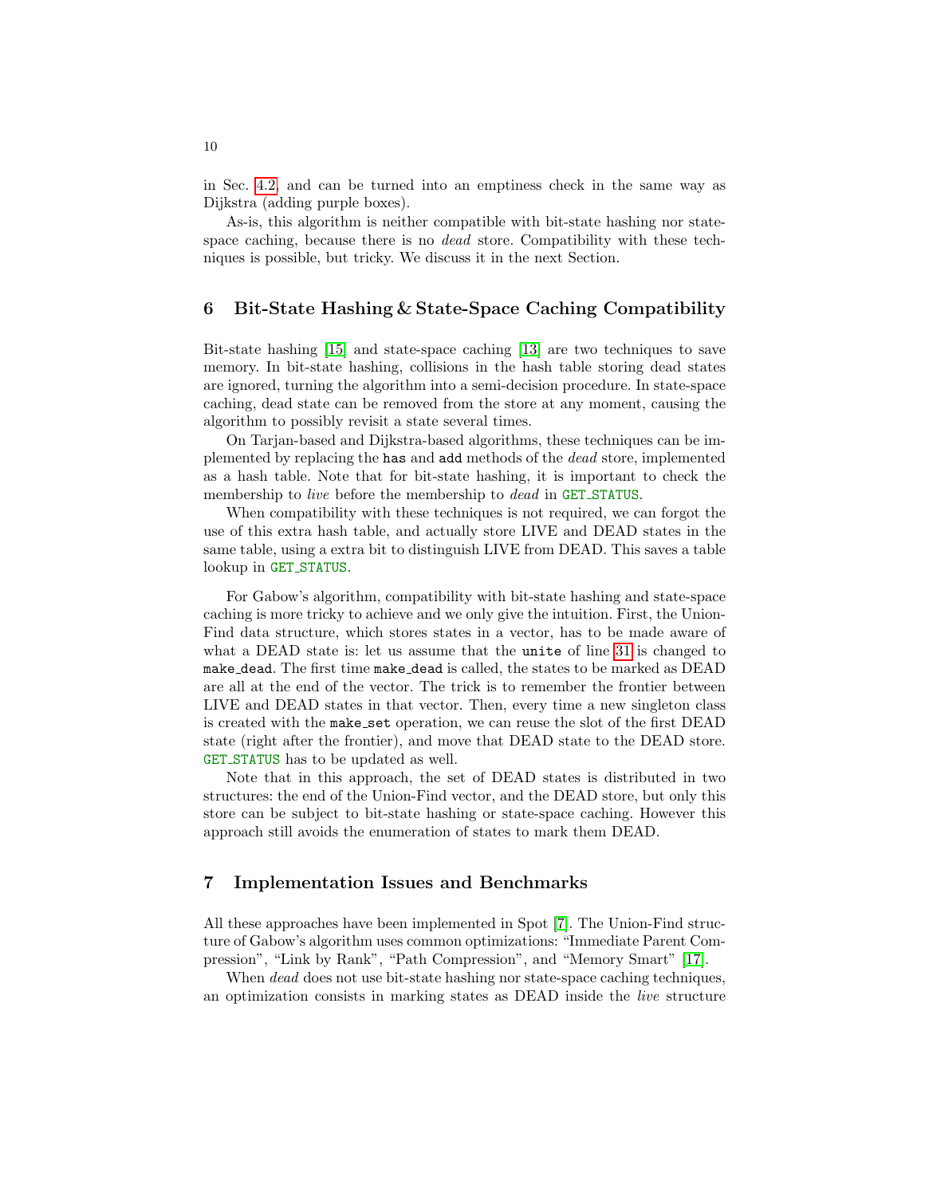in Sec. 4.2, and can be turned into an emptiness check in the same way as Dijkstra (adding purple boxes).

As-is, this algorithm is neither compatible with bit-state hashing nor state-space caching, because there is no *dead* store. Compatibility with these techniques is possible, but tricky. We discuss it in the next Section.

## 6 Bit-State Hashing & State-Space Caching Compatibility

Bit-state hashing [15] and state-space caching [13] are two techniques to save memory. In bit-state hashing, collisions in the hash table storing dead states are ignored, turning the algorithm into a semi-decision procedure. In state-space caching, dead state can be removed from the store at any moment, causing the algorithm to possibly revisit a state several times.

On Tarjan-based and Dijkstra-based algorithms, these techniques can be implemented by replacing the `has` and `add` methods of the *dead* store, implemented as a hash table. Note that for bit-state hashing, it is important to check the membership to *live* before the membership to *dead* in `GET_STATUS`.

When compatibility with these techniques is not required, we can forgot the use of this extra hash table, and actually store LIVE and DEAD states in the same table, using a extra bit to distinguish LIVE from DEAD. This saves a table lookup in `GET_STATUS`.

For Gabow's algorithm, compatibility with bit-state hashing and state-space caching is more tricky to achieve and we only give the intuition. First, the Union-Find data structure, which stores states in a vector, has to be made aware of what a DEAD state is: let us assume that the `unite` of line 31 is changed to `make_dead`. The first time `make_dead` is called, the states to be marked as DEAD are all at the end of the vector. The trick is to remember the frontier between LIVE and DEAD states in that vector. Then, every time a new singleton class is created with the `make_set` operation, we can reuse the slot of the first DEAD state (right after the frontier), and move that DEAD state to the DEAD store. `GET_STATUS` has to be updated as well.

Note that in this approach, the set of DEAD states is distributed in two structures: the end of the Union-Find vector, and the DEAD store, but only this store can be subject to bit-state hashing or state-space caching. However this approach still avoids the enumeration of states to mark them DEAD.

## 7 Implementation Issues and Benchmarks

All these approaches have been implemented in Spot [7]. The Union-Find structure of Gabow's algorithm uses common optimizations: "Immediate Parent Compression", "Link by Rank", "Path Compression", and "Memory Smart" [17].

When *dead* does not use bit-state hashing nor state-space caching techniques, an optimization consists in marking states as DEAD inside the *live* structure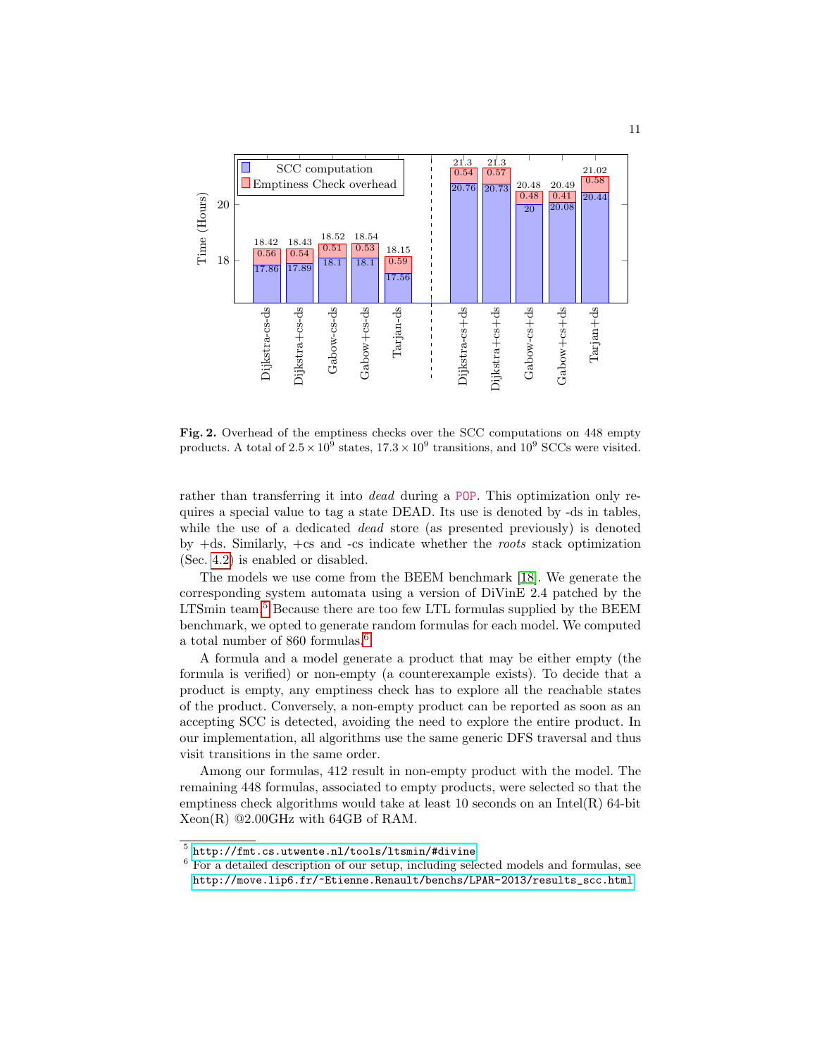**Fig. 2.** Overhead of the emptiness checks over the SCC computations on 448 empty products. A total of $2.5 \times 10^9$ states, $17.3 \times 10^9$ transitions, and $10^9$ SCCs were visited.

rather than transferring it into *dead* during a POP. This optimization only requires a special value to tag a state DEAD. Its use is denoted by -ds in tables, while the use of a dedicated *dead* store (as presented previously) is denoted by +ds. Similarly, +cs and -cs indicate whether the *roots* stack optimization (Sec. 4.2) is enabled or disabled.

The models we use come from the BEEM benchmark [18]. We generate the corresponding system automata using a version of DiVinE 2.4 patched by the LTSmin team.[5] Because there are too few LTL formulas supplied by the BEEM benchmark, we opted to generate random formulas for each model. We computed a total number of 860 formulas.[6]

A formula and a model generate a product that may be either empty (the formula is verified) or non-empty (a counterexample exists). To decide that a product is empty, any emptiness check has to explore all the reachable states of the product. Conversely, a non-empty product can be reported as soon as an accepting SCC is detected, avoiding the need to explore the entire product. In our implementation, all algorithms use the same generic DFS traversal and thus visit transitions in the same order.

Among our formulas, 412 result in non-empty product with the model. The remaining 448 formulas, associated to empty products, were selected so that the emptiness check algorithms would take at least 10 seconds on an Intel(R) 64-bit Xeon(R) @2.00GHz with 64GB of RAM.

---

[5] http://fmt.cs.utwente.nl/tools/ltsmin/#divine

[6] For a detailed description of our setup, including selected models and formulas, see http://move.lip6.fr/~Etienne.Renault/benchs/LPAR-2013/results_scc.html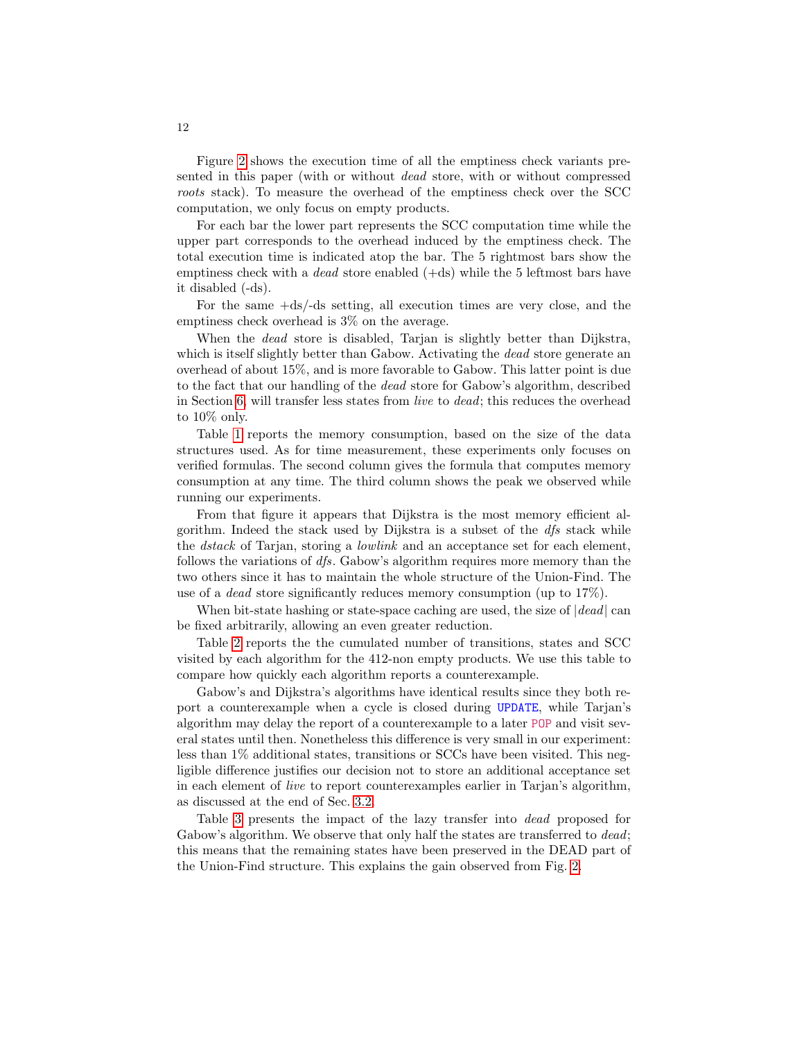Figure 2 shows the execution time of all the emptiness check variants presented in this paper (with or without *dead* store, with or without compressed *roots* stack). To measure the overhead of the emptiness check over the SCC computation, we only focus on empty products.

For each bar the lower part represents the SCC computation time while the upper part corresponds to the overhead induced by the emptiness check. The total execution time is indicated atop the bar. The 5 rightmost bars show the emptiness check with a *dead* store enabled (+ds) while the 5 leftmost bars have it disabled (-ds).

For the same +ds/-ds setting, all execution times are very close, and the emptiness check overhead is 3% on the average.

When the *dead* store is disabled, Tarjan is slightly better than Dijkstra, which is itself slightly better than Gabow. Activating the *dead* store generate an overhead of about 15%, and is more favorable to Gabow. This latter point is due to the fact that our handling of the *dead* store for Gabow's algorithm, described in Section 6, will transfer less states from *live* to *dead*; this reduces the overhead to 10% only.

Table 1 reports the memory consumption, based on the size of the data structures used. As for time measurement, these experiments only focuses on verified formulas. The second column gives the formula that computes memory consumption at any time. The third column shows the peak we observed while running our experiments.

From that figure it appears that Dijkstra is the most memory efficient algorithm. Indeed the stack used by Dijkstra is a subset of the *dfs* stack while the *dstack* of Tarjan, storing a *lowlink* and an acceptance set for each element, follows the variations of *dfs*. Gabow's algorithm requires more memory than the two others since it has to maintain the whole structure of the Union-Find. The use of a *dead* store significantly reduces memory consumption (up to 17%).

When bit-state hashing or state-space caching are used, the size of $|dead|$ can be fixed arbitrarily, allowing an even greater reduction.

Table 2 reports the the cumulated number of transitions, states and SCC visited by each algorithm for the 412-non empty products. We use this table to compare how quickly each algorithm reports a counterexample.

Gabow's and Dijkstra's algorithms have identical results since they both report a counterexample when a cycle is closed during `UPDATE`, while Tarjan's algorithm may delay the report of a counterexample to a later `POP` and visit several states until then. Nonetheless this difference is very small in our experiment: less than 1% additional states, transitions or SCCs have been visited. This negligible difference justifies our decision not to store an additional acceptance set in each element of *live* to report counterexamples earlier in Tarjan's algorithm, as discussed at the end of Sec. 3.2.

Table 3 presents the impact of the lazy transfer into *dead* proposed for Gabow's algorithm. We observe that only half the states are transferred to *dead*; this means that the remaining states have been preserved in the DEAD part of the Union-Find structure. This explains the gain observed from Fig. 2.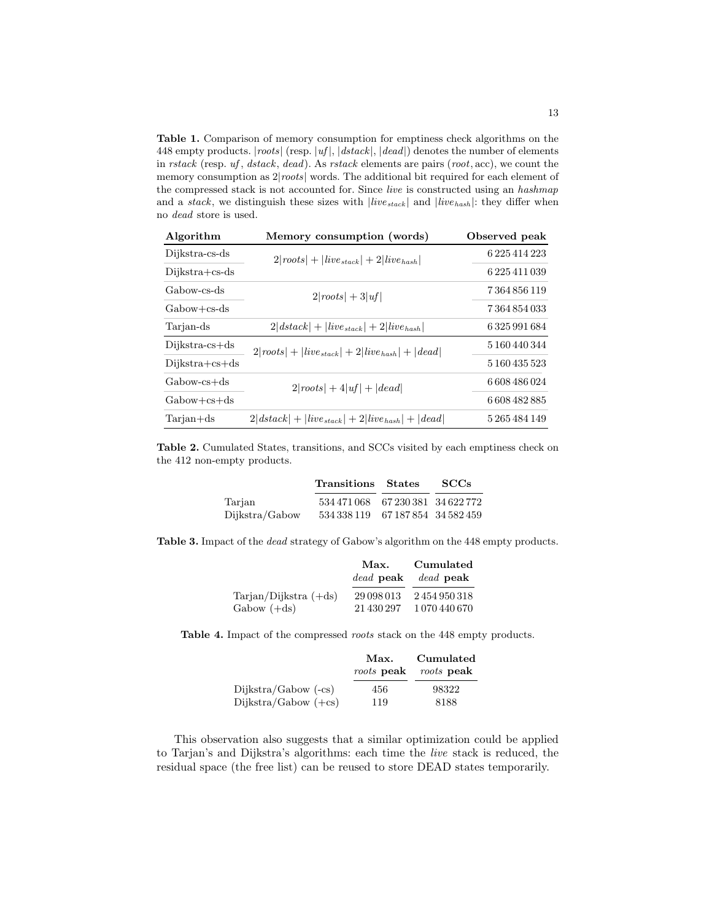**Table 1.** Comparison of memory consumption for emptiness check algorithms on the 448 empty products. $|roots|$ (resp. $|uf|$, $|dstack|$, $|dead|$) denotes the number of elements in *rstack* (resp. *uf*, *dstack*, *dead*). As *rstack* elements are pairs $(root, \text{acc})$, we count the memory consumption as $2|roots|$ words. The additional bit required for each element of the compressed stack is not accounted for. Since *live* is constructed using an *hashmap* and a *stack*, we distinguish these sizes with $|live_{stack}|$ and $|live_{hash}|$: they differ when no *dead* store is used.

| Algorithm | Memory consumption (words) | Observed peak |
|---|---|---|
| Dijkstra-cs-ds | $2\|roots\| + \|live_{stack}\| + 2\|live_{hash}\|$ | 6 225 414 223 |
| Dijkstra+cs-ds | | 6 225 411 039 |
| Gabow-cs-ds | $2\|roots\| + 3\|uf\|$ | 7 364 856 119 |
| Gabow+cs-ds | | 7 364 854 033 |
| Tarjan-ds | $2\|dstack\| + \|live_{stack}\| + 2\|live_{hash}\|$ | 6 325 991 684 |
| Dijkstra-cs+ds | $2\|roots\| + \|live_{stack}\| + 2\|live_{hash}\| + \|dead\|$ | 5 160 440 344 |
| Dijkstra+cs+ds | | 5 160 435 523 |
| Gabow-cs+ds | $2\|roots\| + 4\|uf\| + \|dead\|$ | 6 608 486 024 |
| Gabow+cs+ds | | 6 608 482 885 |
| Tarjan+ds | $2\|dstack\| + \|live_{stack}\| + 2\|live_{hash}\| + \|dead\|$ | 5 265 484 149 |

**Table 2.** Cumulated States, transitions, and SCCs visited by each emptiness check on the 412 non-empty products.

| | Transitions | States | SCCs |
|---|---|---|---|
| Tarjan | 534 471 068 | 67 230 381 | 34 622 772 |
| Dijkstra/Gabow | 534 338 119 | 67 187 854 | 34 582 459 |

**Table 3.** Impact of the *dead* strategy of Gabow's algorithm on the 448 empty products.

| | Max. *dead* peak | Cumulated *dead* peak |
|---|---|---|
| Tarjan/Dijkstra (+ds) | 29 098 013 | 2 454 950 318 |
| Gabow (+ds) | 21 430 297 | 1 070 440 670 |

**Table 4.** Impact of the compressed *roots* stack on the 448 empty products.

| | Max. *roots* peak | Cumulated *roots* peak |
|---|---|---|
| Dijkstra/Gabow (-cs) | 456 | 98322 |
| Dijkstra/Gabow (+cs) | 119 | 8188 |

This observation also suggests that a similar optimization could be applied to Tarjan's and Dijkstra's algorithms: each time the *live* stack is reduced, the residual space (the free list) can be reused to store DEAD states temporarily.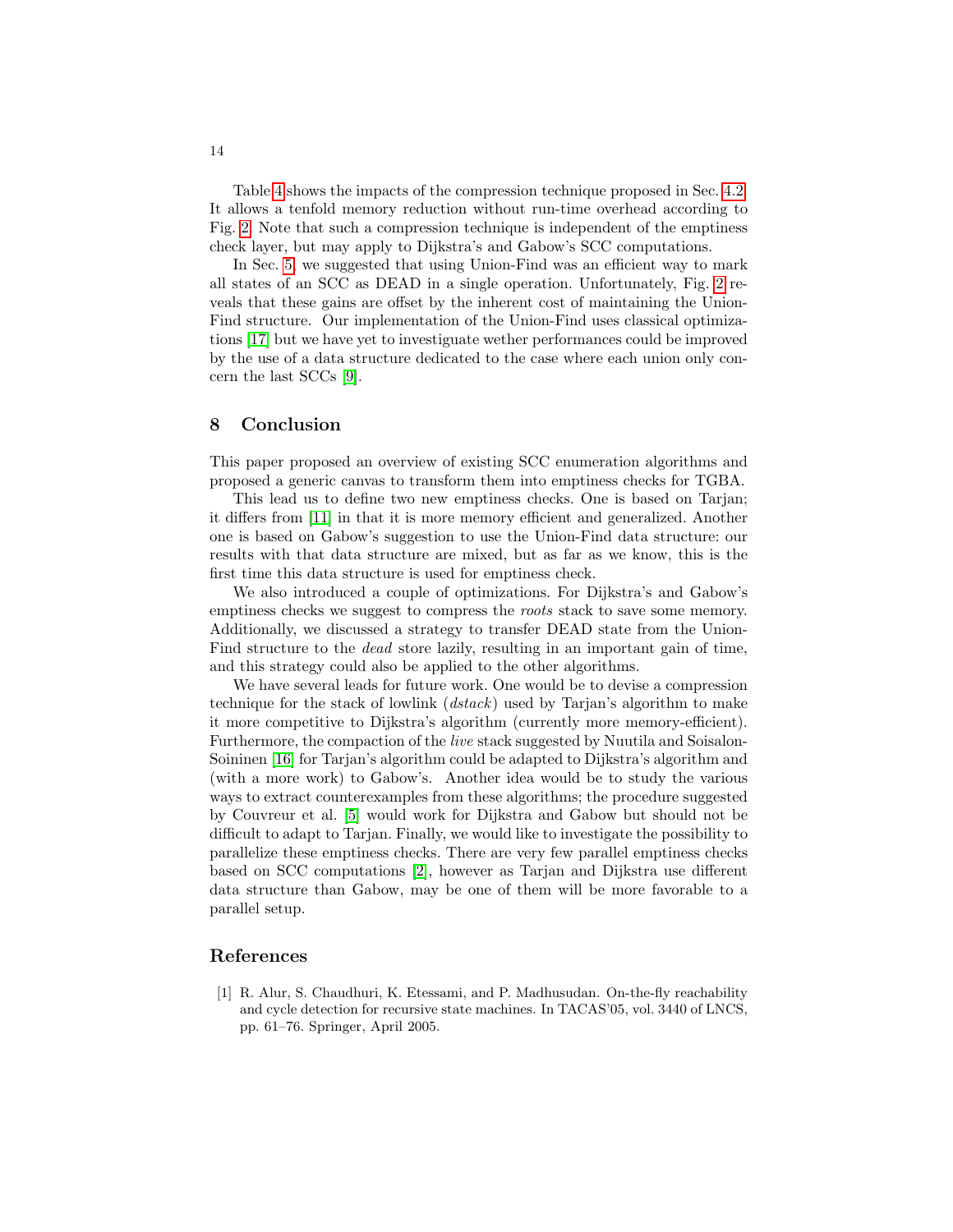Table 4 shows the impacts of the compression technique proposed in Sec. 4.2. It allows a tenfold memory reduction without run-time overhead according to Fig. 2. Note that such a compression technique is independent of the emptiness check layer, but may apply to Dijkstra's and Gabow's SCC computations.

In Sec. 5, we suggested that using Union-Find was an efficient way to mark all states of an SCC as DEAD in a single operation. Unfortunately, Fig. 2 reveals that these gains are offset by the inherent cost of maintaining the Union-Find structure. Our implementation of the Union-Find uses classical optimizations [17] but we have yet to investiguate wether performances could be improved by the use of a data structure dedicated to the case where each union only concern the last SCCs [9].

## 8 Conclusion

This paper proposed an overview of existing SCC enumeration algorithms and proposed a generic canvas to transform them into emptiness checks for TGBA.

This lead us to define two new emptiness checks. One is based on Tarjan; it differs from [11] in that it is more memory efficient and generalized. Another one is based on Gabow's suggestion to use the Union-Find data structure: our results with that data structure are mixed, but as far as we know, this is the first time this data structure is used for emptiness check.

We also introduced a couple of optimizations. For Dijkstra's and Gabow's emptiness checks we suggest to compress the *roots* stack to save some memory. Additionally, we discussed a strategy to transfer DEAD state from the Union-Find structure to the *dead* store lazily, resulting in an important gain of time, and this strategy could also be applied to the other algorithms.

We have several leads for future work. One would be to devise a compression technique for the stack of lowlink (*dstack*) used by Tarjan's algorithm to make it more competitive to Dijkstra's algorithm (currently more memory-efficient). Furthermore, the compaction of the *live* stack suggested by Nuutila and Soisalon-Soininen [16] for Tarjan's algorithm could be adapted to Dijkstra's algorithm and (with a more work) to Gabow's. Another idea would be to study the various ways to extract counterexamples from these algorithms; the procedure suggested by Couvreur et al. [5] would work for Dijkstra and Gabow but should not be difficult to adapt to Tarjan. Finally, we would like to investigate the possibility to parallelize these emptiness checks. There are very few parallel emptiness checks based on SCC computations [2], however as Tarjan and Dijkstra use different data structure than Gabow, may be one of them will be more favorable to a parallel setup.

## References

[1] R. Alur, S. Chaudhuri, K. Etessami, and P. Madhusudan. On-the-fly reachability and cycle detection for recursive state machines. In TACAS'05, vol. 3440 of LNCS, pp. 61–76. Springer, April 2005.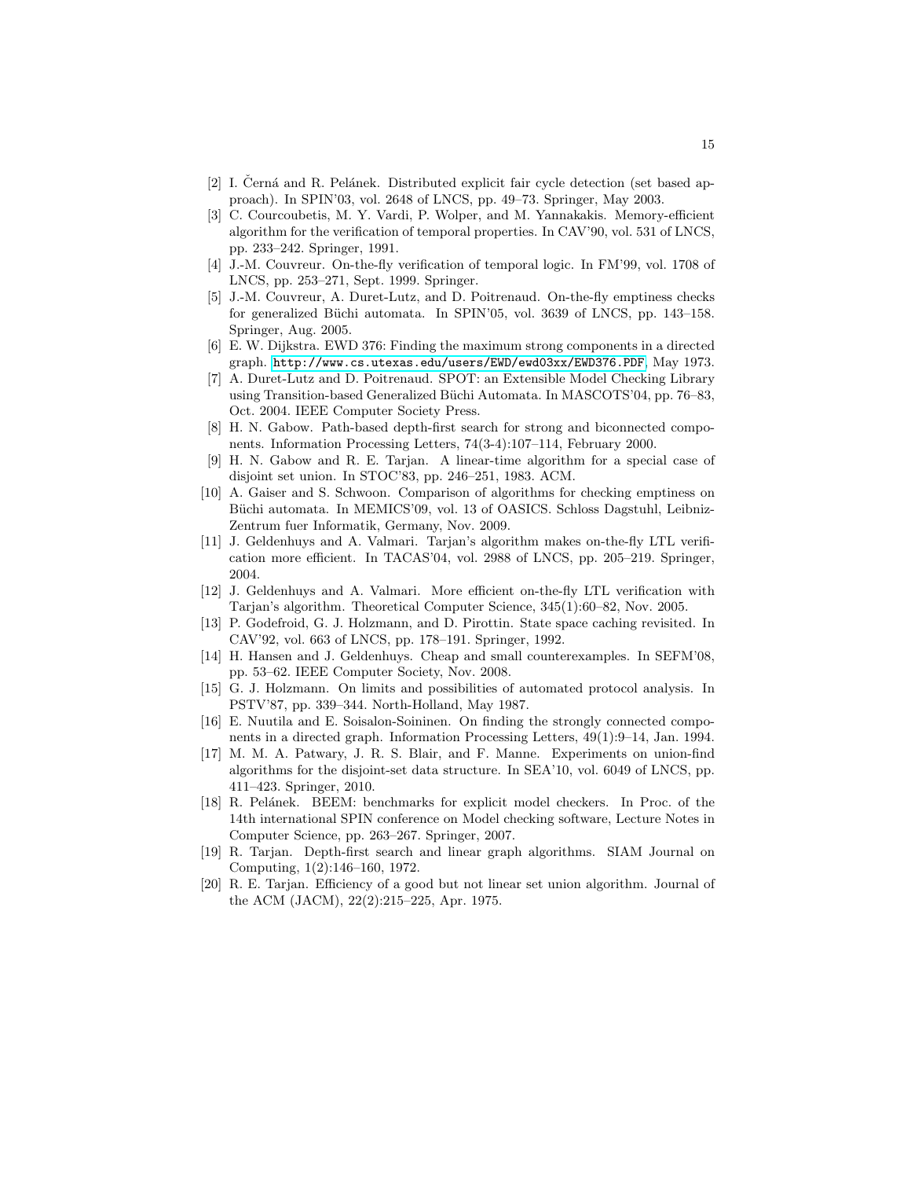[2] I. Černá and R. Pelánek. Distributed explicit fair cycle detection (set based approach). In SPIN'03, vol. 2648 of LNCS, pp. 49–73. Springer, May 2003.

[3] C. Courcoubetis, M. Y. Vardi, P. Wolper, and M. Yannakakis. Memory-efficient algorithm for the verification of temporal properties. In CAV'90, vol. 531 of LNCS, pp. 233–242. Springer, 1991.

[4] J.-M. Couvreur. On-the-fly verification of temporal logic. In FM'99, vol. 1708 of LNCS, pp. 253–271, Sept. 1999. Springer.

[5] J.-M. Couvreur, A. Duret-Lutz, and D. Poitrenaud. On-the-fly emptiness checks for generalized Büchi automata. In SPIN'05, vol. 3639 of LNCS, pp. 143–158. Springer, Aug. 2005.

[6] E. W. Dijkstra. EWD 376: Finding the maximum strong components in a directed graph. http://www.cs.utexas.edu/users/EWD/ewd03xx/EWD376.PDF, May 1973.

[7] A. Duret-Lutz and D. Poitrenaud. SPOT: an Extensible Model Checking Library using Transition-based Generalized Büchi Automata. In MASCOTS'04, pp. 76–83, Oct. 2004. IEEE Computer Society Press.

[8] H. N. Gabow. Path-based depth-first search for strong and biconnected components. Information Processing Letters, 74(3-4):107–114, February 2000.

[9] H. N. Gabow and R. E. Tarjan. A linear-time algorithm for a special case of disjoint set union. In STOC'83, pp. 246–251, 1983. ACM.

[10] A. Gaiser and S. Schwoon. Comparison of algorithms for checking emptiness on Büchi automata. In MEMICS'09, vol. 13 of OASICS. Schloss Dagstuhl, Leibniz-Zentrum fuer Informatik, Germany, Nov. 2009.

[11] J. Geldenhuys and A. Valmari. Tarjan's algorithm makes on-the-fly LTL verification more efficient. In TACAS'04, vol. 2988 of LNCS, pp. 205–219. Springer, 2004.

[12] J. Geldenhuys and A. Valmari. More efficient on-the-fly LTL verification with Tarjan's algorithm. Theoretical Computer Science, 345(1):60–82, Nov. 2005.

[13] P. Godefroid, G. J. Holzmann, and D. Pirottin. State space caching revisited. In CAV'92, vol. 663 of LNCS, pp. 178–191. Springer, 1992.

[14] H. Hansen and J. Geldenhuys. Cheap and small counterexamples. In SEFM'08, pp. 53–62. IEEE Computer Society, Nov. 2008.

[15] G. J. Holzmann. On limits and possibilities of automated protocol analysis. In PSTV'87, pp. 339–344. North-Holland, May 1987.

[16] E. Nuutila and E. Soisalon-Soininen. On finding the strongly connected components in a directed graph. Information Processing Letters, 49(1):9–14, Jan. 1994.

[17] M. M. A. Patwary, J. R. S. Blair, and F. Manne. Experiments on union-find algorithms for the disjoint-set data structure. In SEA'10, vol. 6049 of LNCS, pp. 411–423. Springer, 2010.

[18] R. Pelánek. BEEM: benchmarks for explicit model checkers. In Proc. of the 14th international SPIN conference on Model checking software, Lecture Notes in Computer Science, pp. 263–267. Springer, 2007.

[19] R. Tarjan. Depth-first search and linear graph algorithms. SIAM Journal on Computing, 1(2):146–160, 1972.

[20] R. E. Tarjan. Efficiency of a good but not linear set union algorithm. Journal of the ACM (JACM), 22(2):215–225, Apr. 1975.